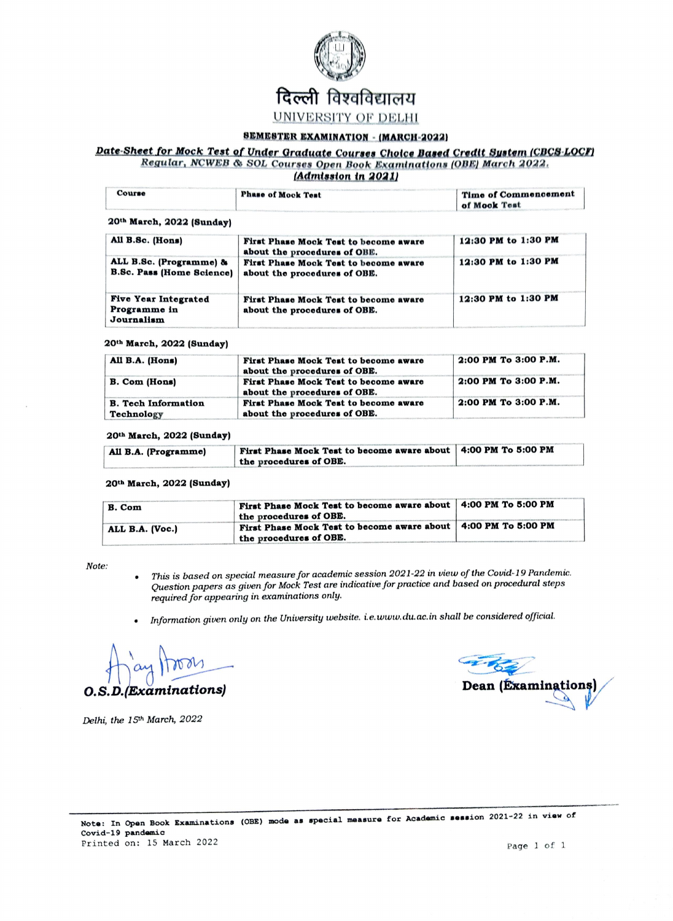# दिल्ली विश्वविद्यालय

## UNIVERSITY OF DELHI

**SEMESTER EXAMINATION - (MARCH-2022)**

***Date-Sheet for Mock Test of Under Graduate Courses Choice Based Credit System (CBCS-LOCF) Regular, NCWEB & SOL Courses Open Book Examinations (OBE) March 2022. (Admission in 2021)***

| Course | Phase of Mock Test | Time of Commencement of Mock Test |
|---|---|---|
| **20th March, 2022 (Sunday)** | | |
| All B.Sc. (Hons) | First Phase Mock Test to become aware about the procedures of OBE. | 12:30 PM to 1:30 PM |
| ALL B.Sc. (Programme) & B.Sc. Pass (Home Science) | First Phase Mock Test to become aware about the procedures of OBE. | 12:30 PM to 1:30 PM |
| Five Year Integrated Programme in Journalism | First Phase Mock Test to become aware about the procedures of OBE. | 12:30 PM to 1:30 PM |
| **20th March, 2022 (Sunday)** | | |
| All B.A. (Hons) | First Phase Mock Test to become aware about the procedures of OBE. | 2:00 PM To 3:00 P.M. |
| B. Com (Hons) | First Phase Mock Test to become aware about the procedures of OBE. | 2:00 PM To 3:00 P.M. |
| B. Tech Information Technology | First Phase Mock Test to become aware about the procedures of OBE. | 2:00 PM To 3:00 P.M. |
| **20th March, 2022 (Sunday)** | | |
| All B.A. (Programme) | First Phase Mock Test to become aware about the procedures of OBE. | 4:00 PM To 5:00 PM |
| **20th March, 2022 (Sunday)** | | |
| B. Com | First Phase Mock Test to become aware about the procedures of OBE. | 4:00 PM To 5:00 PM |
| ALL B.A. (Voc.) | First Phase Mock Test to become aware about the procedures of OBE. | 4:00 PM To 5:00 PM |

*Note:*

- *This is based on special measure for academic session 2021-22 in view of the Covid-19 Pandemic. Question papers as given for Mock Test are indicative for practice and based on procedural steps required for appearing in examinations only.*
- *Information given only on the University website. i.e.www.du.ac.in shall be considered official.*

***O.S.D.(Examinations)***

**Dean (Examinations)**

*Delhi, the 15th March, 2022*

Note: In Open Book Examinations (OBE) mode as special measure for Academic session 2021-22 in view of Covid-19 pandemic
Printed on: 15 March 2022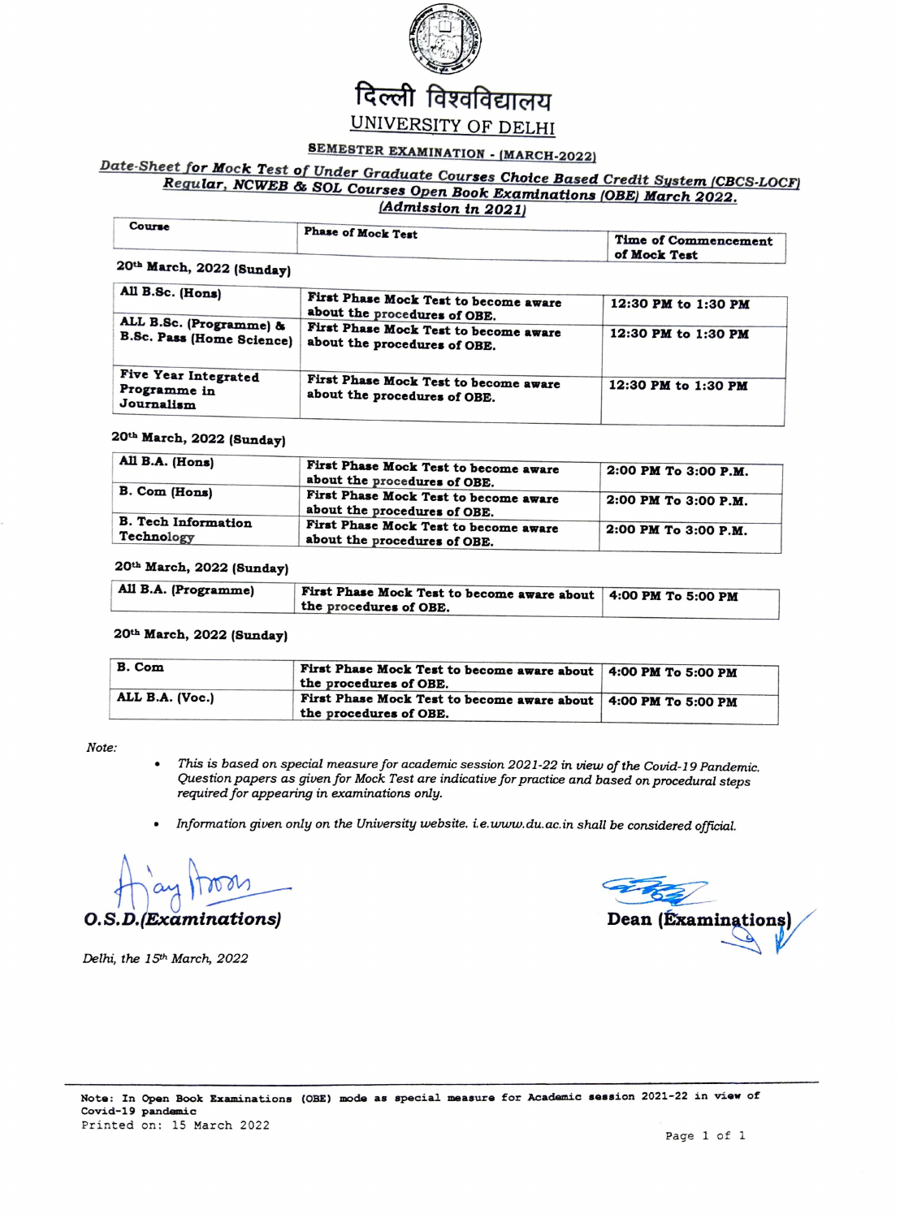# दिल्ली विश्वविद्यालय

## UNIVERSITY OF DELHI

**SEMESTER EXAMINATION - (MARCH-2022)**

***Date-Sheet for Mock Test of Under Graduate Courses Choice Based Credit System (CBCS-LOCF) Regular, NCWEB & SOL Courses Open Book Examinations (OBE) March 2022. (Admission in 2021)***

| Course | Phase of Mock Test | Time of Commencement of Mock Test |
|---|---|---|
| **20th March, 2022 (Sunday)** | | |
| All B.Sc. (Hons) | First Phase Mock Test to become aware about the procedures of OBE. | 12:30 PM to 1:30 PM |
| ALL B.Sc. (Programme) & B.Sc. Pass (Home Science) | First Phase Mock Test to become aware about the procedures of OBE. | 12:30 PM to 1:30 PM |
| Five Year Integrated Programme in Journalism | First Phase Mock Test to become aware about the procedures of OBE. | 12:30 PM to 1:30 PM |
| **20th March, 2022 (Sunday)** | | |
| All B.A. (Hons) | First Phase Mock Test to become aware about the procedures of OBE. | 2:00 PM To 3:00 P.M. |
| B. Com (Hons) | First Phase Mock Test to become aware about the procedures of OBE. | 2:00 PM To 3:00 P.M. |
| B. Tech Information Technology | First Phase Mock Test to become aware about the procedures of OBE. | 2:00 PM To 3:00 P.M. |
| **20th March, 2022 (Sunday)** | | |
| All B.A. (Programme) | First Phase Mock Test to become aware about the procedures of OBE. | 4:00 PM To 5:00 PM |
| **20th March, 2022 (Sunday)** | | |
| B. Com | First Phase Mock Test to become aware about the procedures of OBE. | 4:00 PM To 5:00 PM |
| ALL B.A. (Voc.) | First Phase Mock Test to become aware about the procedures of OBE. | 4:00 PM To 5:00 PM |

*Note:*

- *This is based on special measure for academic session 2021-22 in view of the Covid-19 Pandemic. Question papers as given for Mock Test are indicative for practice and based on procedural steps required for appearing in examinations only.*
- *Information given only on the University website. i.e.www.du.ac.in shall be considered official.*

***O.S.D.(Examinations)*** **Dean (Examinations)**

*Delhi, the 15th March, 2022*

Note: In Open Book Examinations (OBE) mode as special measure for Academic session 2021-22 in view of Covid-19 pandemic

Printed on: 15 March 2022